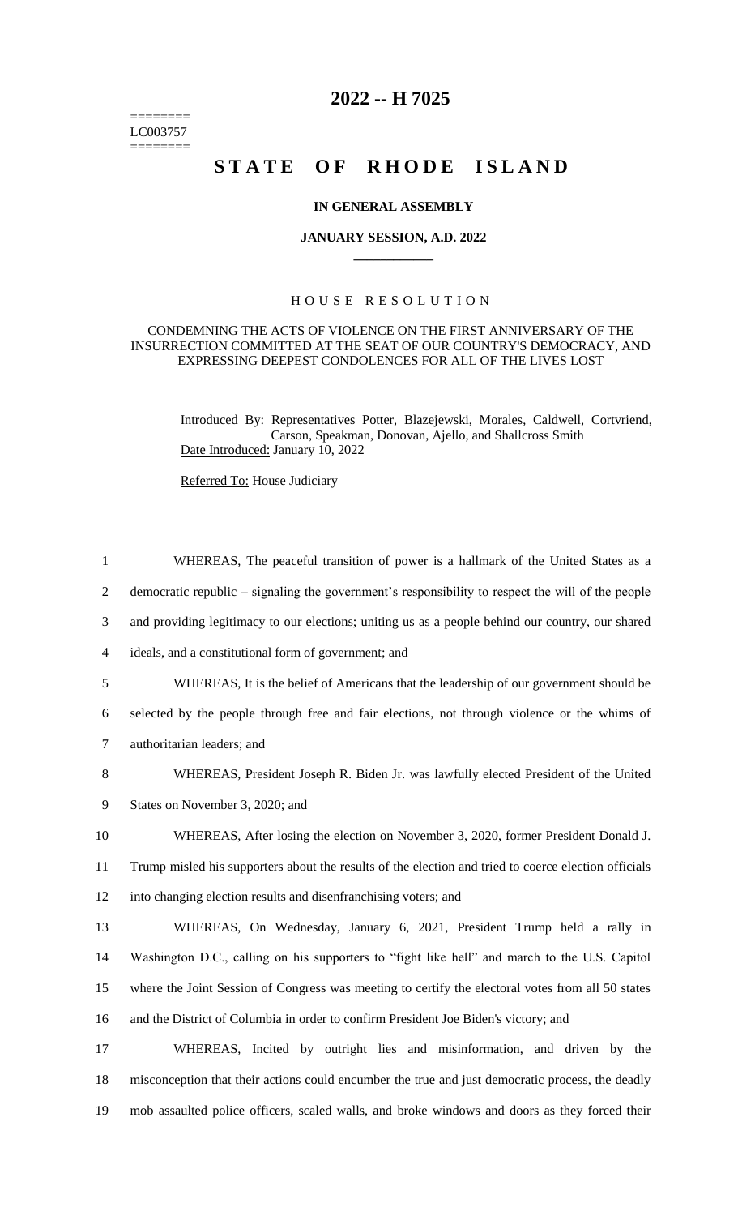========
LC003757
========

# 2022 -- H 7025

# STATE OF RHODE ISLAND

### IN GENERAL ASSEMBLY

### JANUARY SESSION, A.D. 2022

____________

## HOUSE RESOLUTION

### CONDEMNING THE ACTS OF VIOLENCE ON THE FIRST ANNIVERSARY OF THE INSURRECTION COMMITTED AT THE SEAT OF OUR COUNTRY'S DEMOCRACY, AND EXPRESSING DEEPEST CONDOLENCES FOR ALL OF THE LIVES LOST

Introduced By: Representatives Potter, Blazejewski, Morales, Caldwell, Cortvriend, Carson, Speakman, Donovan, Ajello, and Shallcross Smith

Date Introduced: January 10, 2022

Referred To: House Judiciary

1 WHEREAS, The peaceful transition of power is a hallmark of the United States as a
2 democratic republic – signaling the government's responsibility to respect the will of the people
3 and providing legitimacy to our elections; uniting us as a people behind our country, our shared
4 ideals, and a constitutional form of government; and

5 WHEREAS, It is the belief of Americans that the leadership of our government should be
6 selected by the people through free and fair elections, not through violence or the whims of
7 authoritarian leaders; and

8 WHEREAS, President Joseph R. Biden Jr. was lawfully elected President of the United
9 States on November 3, 2020; and

10 WHEREAS, After losing the election on November 3, 2020, former President Donald J.
11 Trump misled his supporters about the results of the election and tried to coerce election officials
12 into changing election results and disenfranchising voters; and

13 WHEREAS, On Wednesday, January 6, 2021, President Trump held a rally in
14 Washington D.C., calling on his supporters to "fight like hell" and march to the U.S. Capitol
15 where the Joint Session of Congress was meeting to certify the electoral votes from all 50 states
16 and the District of Columbia in order to confirm President Joe Biden's victory; and

17 WHEREAS, Incited by outright lies and misinformation, and driven by the
18 misconception that their actions could encumber the true and just democratic process, the deadly
19 mob assaulted police officers, scaled walls, and broke windows and doors as they forced their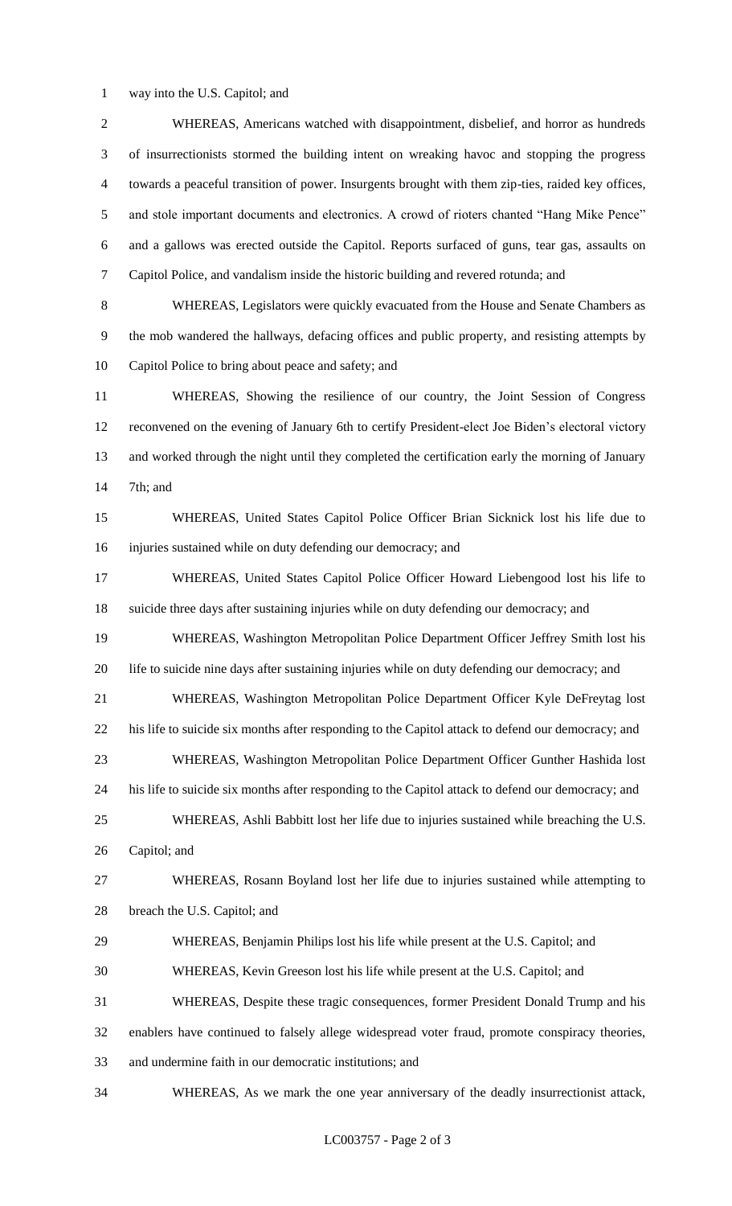way into the U.S. Capitol; and

WHEREAS, Americans watched with disappointment, disbelief, and horror as hundreds of insurrectionists stormed the building intent on wreaking havoc and stopping the progress towards a peaceful transition of power. Insurgents brought with them zip-ties, raided key offices, and stole important documents and electronics. A crowd of rioters chanted "Hang Mike Pence" and a gallows was erected outside the Capitol. Reports surfaced of guns, tear gas, assaults on Capitol Police, and vandalism inside the historic building and revered rotunda; and

WHEREAS, Legislators were quickly evacuated from the House and Senate Chambers as the mob wandered the hallways, defacing offices and public property, and resisting attempts by Capitol Police to bring about peace and safety; and

WHEREAS, Showing the resilience of our country, the Joint Session of Congress reconvened on the evening of January 6th to certify President-elect Joe Biden's electoral victory and worked through the night until they completed the certification early the morning of January 7th; and

WHEREAS, United States Capitol Police Officer Brian Sicknick lost his life due to injuries sustained while on duty defending our democracy; and

WHEREAS, United States Capitol Police Officer Howard Liebengood lost his life to suicide three days after sustaining injuries while on duty defending our democracy; and

WHEREAS, Washington Metropolitan Police Department Officer Jeffrey Smith lost his life to suicide nine days after sustaining injuries while on duty defending our democracy; and

WHEREAS, Washington Metropolitan Police Department Officer Kyle DeFreytag lost his life to suicide six months after responding to the Capitol attack to defend our democracy; and

WHEREAS, Washington Metropolitan Police Department Officer Gunther Hashida lost his life to suicide six months after responding to the Capitol attack to defend our democracy; and

WHEREAS, Ashli Babbitt lost her life due to injuries sustained while breaching the U.S. Capitol; and

WHEREAS, Rosann Boyland lost her life due to injuries sustained while attempting to breach the U.S. Capitol; and

WHEREAS, Benjamin Philips lost his life while present at the U.S. Capitol; and

WHEREAS, Kevin Greeson lost his life while present at the U.S. Capitol; and

WHEREAS, Despite these tragic consequences, former President Donald Trump and his enablers have continued to falsely allege widespread voter fraud, promote conspiracy theories, and undermine faith in our democratic institutions; and

WHEREAS, As we mark the one year anniversary of the deadly insurrectionist attack,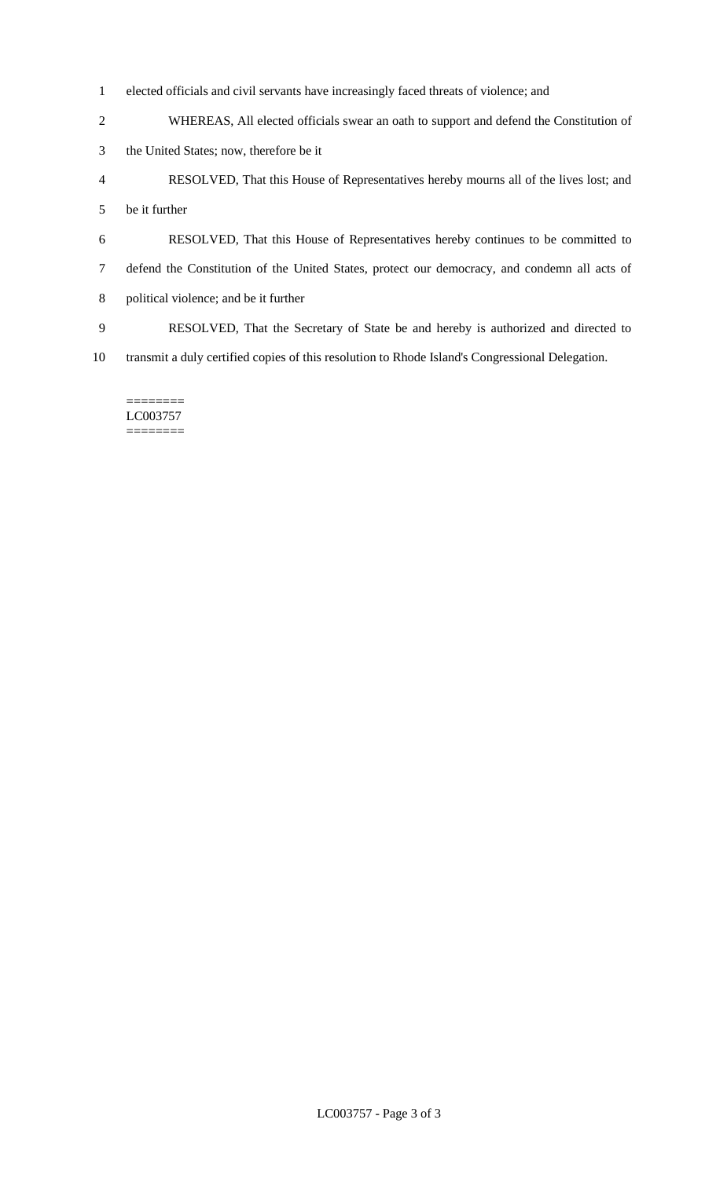elected officials and civil servants have increasingly faced threats of violence; and

WHEREAS, All elected officials swear an oath to support and defend the Constitution of the United States; now, therefore be it

RESOLVED, That this House of Representatives hereby mourns all of the lives lost; and be it further

RESOLVED, That this House of Representatives hereby continues to be committed to defend the Constitution of the United States, protect our democracy, and condemn all acts of political violence; and be it further

RESOLVED, That the Secretary of State be and hereby is authorized and directed to transmit a duly certified copies of this resolution to Rhode Island's Congressional Delegation.

========
LC003757
========